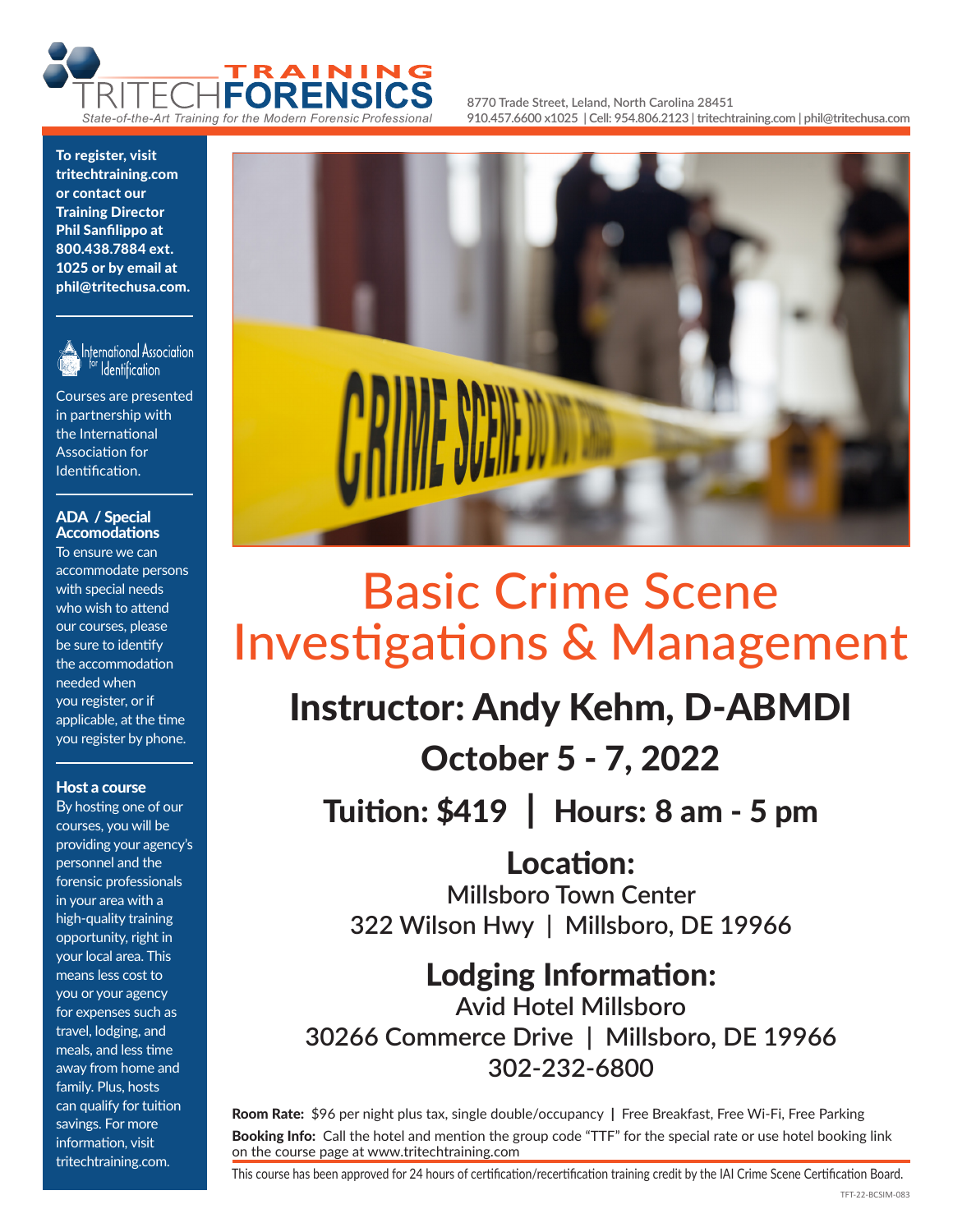TRITECH **FORENSICS** TRAINING

*State-of-the-Art Training for the Modern Forensic Professional*

8770 Trade Street, Leland, North Carolina 28451
910.457.6600 x1025 | Cell: 954.806.2123 | tritechtraining.com | phil@tritechusa.com

**To register, visit tritechtraining.com or contact our Training Director Phil Sanfilippo at 800.438.7884 ext. 1025 or by email at phil@tritechusa.com.**

International Association for Identification

Courses are presented in partnership with the International Association for Identification.

**ADA / Special Accomodations**

To ensure we can accommodate persons with special needs who wish to attend our courses, please be sure to identify the accommodation needed when you register, or if applicable, at the time you register by phone.

**Host a course**

By hosting one of our courses, you will be providing your agency's personnel and the forensic professionals in your area with a high-quality training opportunity, right in your local area. This means less cost to you or your agency for expenses such as travel, lodging, and meals, and less time away from home and family. Plus, hosts can qualify for tuition savings. For more information, visit tritechtraining.com.

# Basic Crime Scene Investigations & Management

## Instructor: Andy Kehm, D-ABMDI

## October 5 - 7, 2022

## Tuition: $419 | Hours: 8 am - 5 pm

## Location:

Millsboro Town Center
322 Wilson Hwy | Millsboro, DE 19966

## Lodging Information:

Avid Hotel Millsboro
30266 Commerce Drive | Millsboro, DE 19966
302-232-6800

**Room Rate:** $96 per night plus tax, single double/occupancy | Free Breakfast, Free Wi-Fi, Free Parking

**Booking Info:** Call the hotel and mention the group code "TTF" for the special rate or use hotel booking link on the course page at www.tritechtraining.com

This course has been approved for 24 hours of certification/recertification training credit by the IAI Crime Scene Certification Board.

TFT-22-BCSIM-083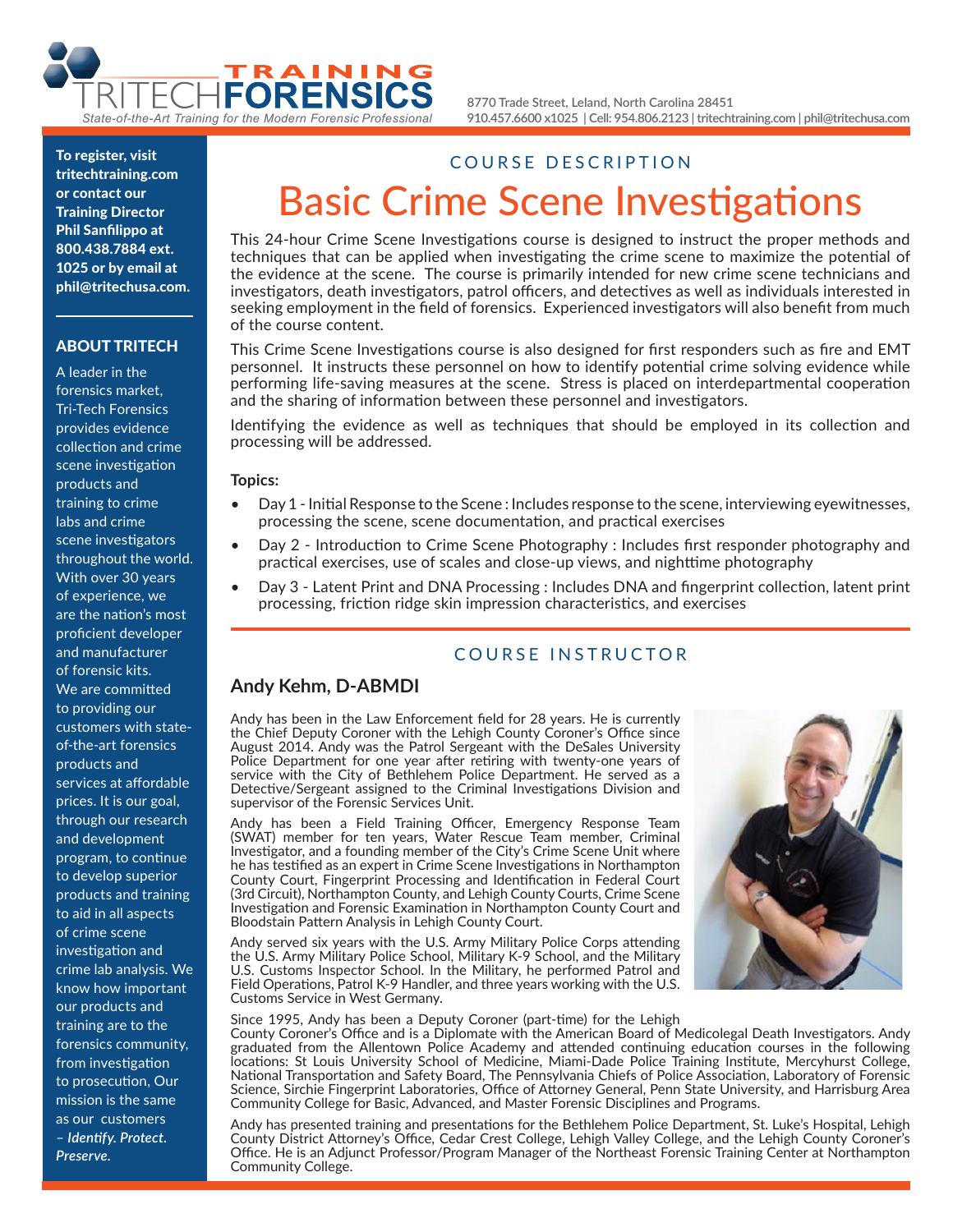TRITECH FORENSICS TRAINING

*State-of-the-Art Training for the Modern Forensic Professional*

8770 Trade Street, Leland, North Carolina 28451
910.457.6600 x1025 | Cell: 954.806.2123 | tritechtraining.com | phil@tritechusa.com

**To register, visit tritechtraining.com or contact our Training Director Phil Sanfilippo at 800.438.7884 ext. 1025 or by email at phil@tritechusa.com.**

### ABOUT TRITECH

A leader in the forensics market, Tri-Tech Forensics provides evidence collection and crime scene investigation products and training to crime labs and crime scene investigators throughout the world. With over 30 years of experience, we are the nation's most proficient developer and manufacturer of forensic kits. We are committed to providing our customers with state-of-the-art forensics products and services at affordable prices. It is our goal, through our research and development program, to continue to develop superior products and training to aid in all aspects of crime scene investigation and crime lab analysis. We know how important our products and training are to the forensics community, from investigation to prosecution, Our mission is the same as our customers *– Identify. Protect. Preserve.*

## COURSE DESCRIPTION

# Basic Crime Scene Investigations

This 24-hour Crime Scene Investigations course is designed to instruct the proper methods and techniques that can be applied when investigating the crime scene to maximize the potential of the evidence at the scene. The course is primarily intended for new crime scene technicians and investigators, death investigators, patrol officers, and detectives as well as individuals interested in seeking employment in the field of forensics. Experienced investigators will also benefit from much of the course content.

This Crime Scene Investigations course is also designed for first responders such as fire and EMT personnel. It instructs these personnel on how to identify potential crime solving evidence while performing life-saving measures at the scene. Stress is placed on interdepartmental cooperation and the sharing of information between these personnel and investigators.

Identifying the evidence as well as techniques that should be employed in its collection and processing will be addressed.

**Topics:**

- Day 1 - Initial Response to the Scene : Includes response to the scene, interviewing eyewitnesses, processing the scene, scene documentation, and practical exercises
- Day 2 - Introduction to Crime Scene Photography : Includes first responder photography and practical exercises, use of scales and close-up views, and nighttime photography
- Day 3 - Latent Print and DNA Processing : Includes DNA and fingerprint collection, latent print processing, friction ridge skin impression characteristics, and exercises

## COURSE INSTRUCTOR

### Andy Kehm, D-ABMDI

Andy has been in the Law Enforcement field for 28 years. He is currently the Chief Deputy Coroner with the Lehigh County Coroner's Office since August 2014. Andy was the Patrol Sergeant with the DeSales University Police Department for one year after retiring with twenty-one years of service with the City of Bethlehem Police Department. He served as a Detective/Sergeant assigned to the Criminal Investigations Division and supervisor of the Forensic Services Unit.

Andy has been a Field Training Officer, Emergency Response Team (SWAT) member for ten years, Water Rescue Team member, Criminal Investigator, and a founding member of the City's Crime Scene Unit where he has testified as an expert in Crime Scene Investigations in Northampton County Court, Fingerprint Processing and Identification in Federal Court (3rd Circuit), Northampton County, and Lehigh County Courts, Crime Scene Investigation and Forensic Examination in Northampton County Court and Bloodstain Pattern Analysis in Lehigh County Court.

Andy served six years with the U.S. Army Military Police Corps attending the U.S. Army Military Police School, Military K-9 School, and the Military U.S. Customs Inspector School. In the Military, he performed Patrol and Field Operations, Patrol K-9 Handler, and three years working with the U.S. Customs Service in West Germany.

Since 1995, Andy has been a Deputy Coroner (part-time) for the Lehigh County Coroner's Office and is a Diplomate with the American Board of Medicolegal Death Investigators. Andy graduated from the Allentown Police Academy and attended continuing education courses in the following locations: St Louis University School of Medicine, Miami-Dade Police Training Institute, Mercyhurst College, National Transportation and Safety Board, The Pennsylvania Chiefs of Police Association, Laboratory of Forensic Science, Sirchie Fingerprint Laboratories, Office of Attorney General, Penn State University, and Harrisburg Area Community College for Basic, Advanced, and Master Forensic Disciplines and Programs.

Andy has presented training and presentations for the Bethlehem Police Department, St. Luke's Hospital, Lehigh County District Attorney's Office, Cedar Crest College, Lehigh Valley College, and the Lehigh County Coroner's Office. He is an Adjunct Professor/Program Manager of the Northeast Forensic Training Center at Northampton Community College.